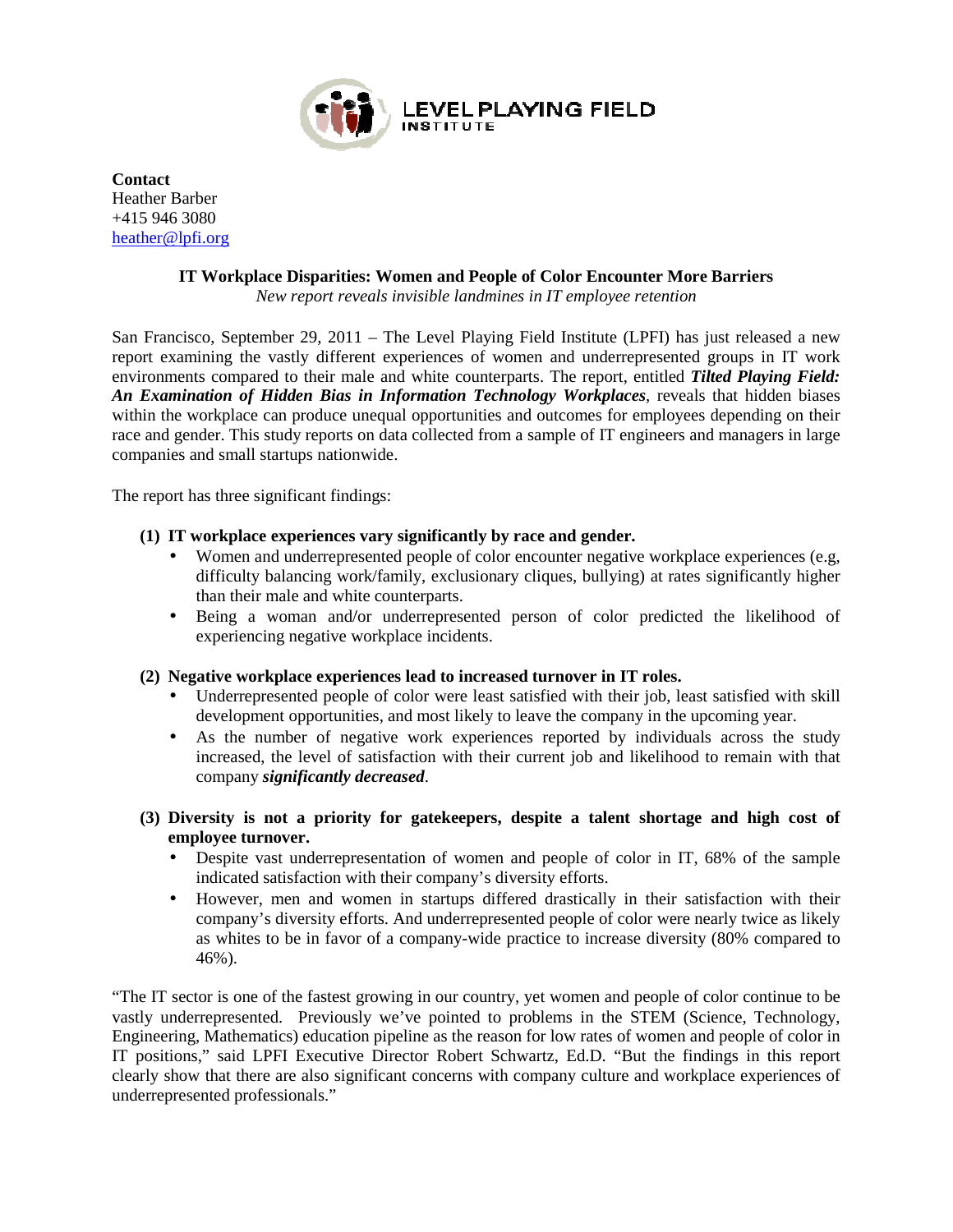LEVEL PLAYING FIELD INSTITUTE

**Contact**
Heather Barber
+415 946 3080
heather@lpfi.org

**IT Workplace Disparities: Women and People of Color Encounter More Barriers**
*New report reveals invisible landmines in IT employee retention*

San Francisco, September 29, 2011 – The Level Playing Field Institute (LPFI) has just released a new report examining the vastly different experiences of women and underrepresented groups in IT work environments compared to their male and white counterparts. The report, entitled ***Tilted Playing Field: An Examination of Hidden Bias in Information Technology Workplaces***, reveals that hidden biases within the workplace can produce unequal opportunities and outcomes for employees depending on their race and gender. This study reports on data collected from a sample of IT engineers and managers in large companies and small startups nationwide.

The report has three significant findings:

**(1) IT workplace experiences vary significantly by race and gender.**

- Women and underrepresented people of color encounter negative workplace experiences (e.g, difficulty balancing work/family, exclusionary cliques, bullying) at rates significantly higher than their male and white counterparts.
- Being a woman and/or underrepresented person of color predicted the likelihood of experiencing negative workplace incidents.

**(2) Negative workplace experiences lead to increased turnover in IT roles.**

- Underrepresented people of color were least satisfied with their job, least satisfied with skill development opportunities, and most likely to leave the company in the upcoming year.
- As the number of negative work experiences reported by individuals across the study increased, the level of satisfaction with their current job and likelihood to remain with that company ***significantly decreased***.

**(3) Diversity is not a priority for gatekeepers, despite a talent shortage and high cost of employee turnover.**

- Despite vast underrepresentation of women and people of color in IT, 68% of the sample indicated satisfaction with their company's diversity efforts.
- However, men and women in startups differed drastically in their satisfaction with their company's diversity efforts. And underrepresented people of color were nearly twice as likely as whites to be in favor of a company-wide practice to increase diversity (80% compared to 46%).

"The IT sector is one of the fastest growing in our country, yet women and people of color continue to be vastly underrepresented. Previously we've pointed to problems in the STEM (Science, Technology, Engineering, Mathematics) education pipeline as the reason for low rates of women and people of color in IT positions," said LPFI Executive Director Robert Schwartz, Ed.D. "But the findings in this report clearly show that there are also significant concerns with company culture and workplace experiences of underrepresented professionals."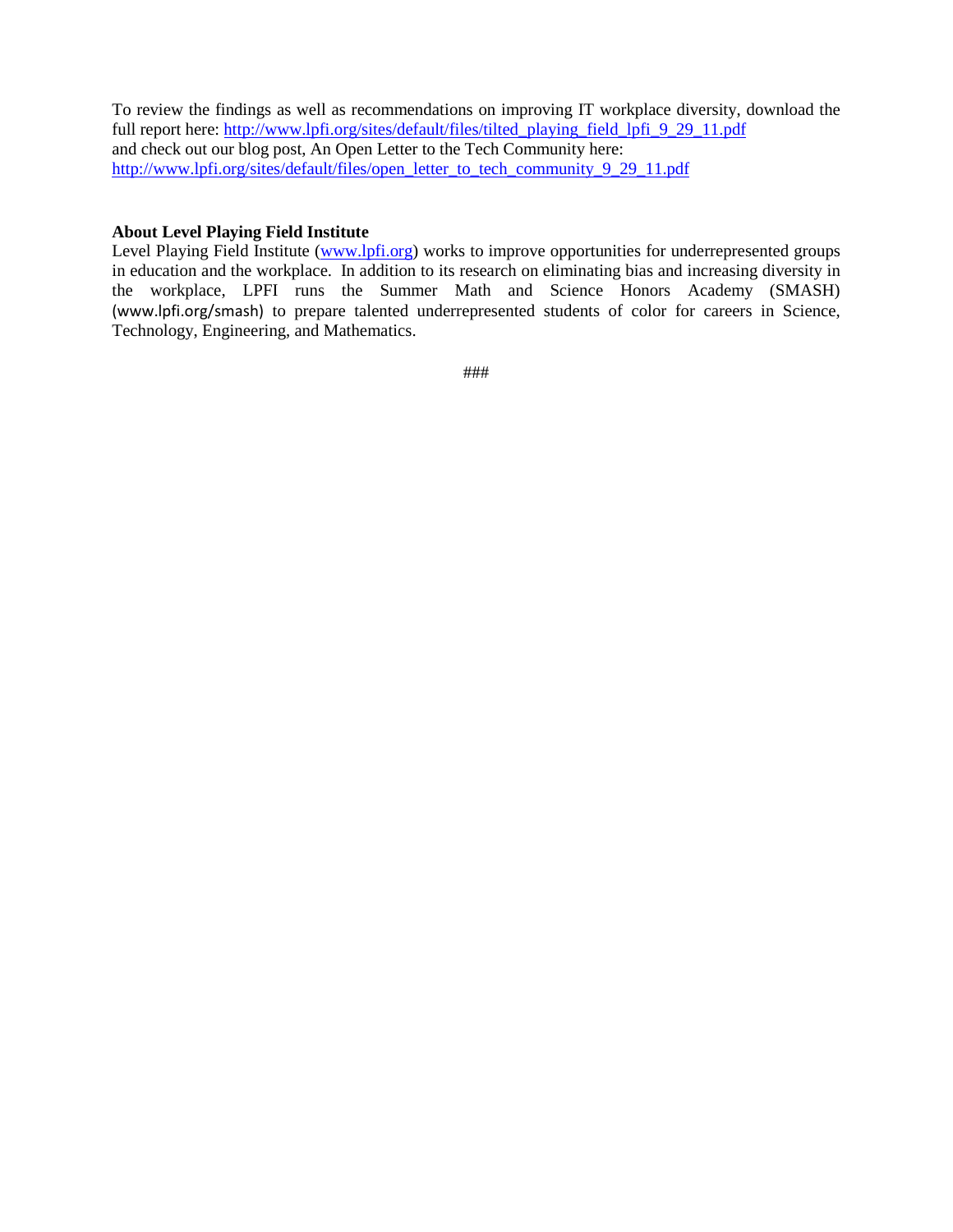To review the findings as well as recommendations on improving IT workplace diversity, download the full report here: http://www.lpfi.org/sites/default/files/tilted_playing_field_lpfi_9_29_11.pdf
and check out our blog post, An Open Letter to the Tech Community here:
http://www.lpfi.org/sites/default/files/open_letter_to_tech_community_9_29_11.pdf

**About Level Playing Field Institute**

Level Playing Field Institute (www.lpfi.org) works to improve opportunities for underrepresented groups in education and the workplace. In addition to its research on eliminating bias and increasing diversity in the workplace, LPFI runs the Summer Math and Science Honors Academy (SMASH) (www.lpfi.org/smash) to prepare talented underrepresented students of color for careers in Science, Technology, Engineering, and Mathematics.

###